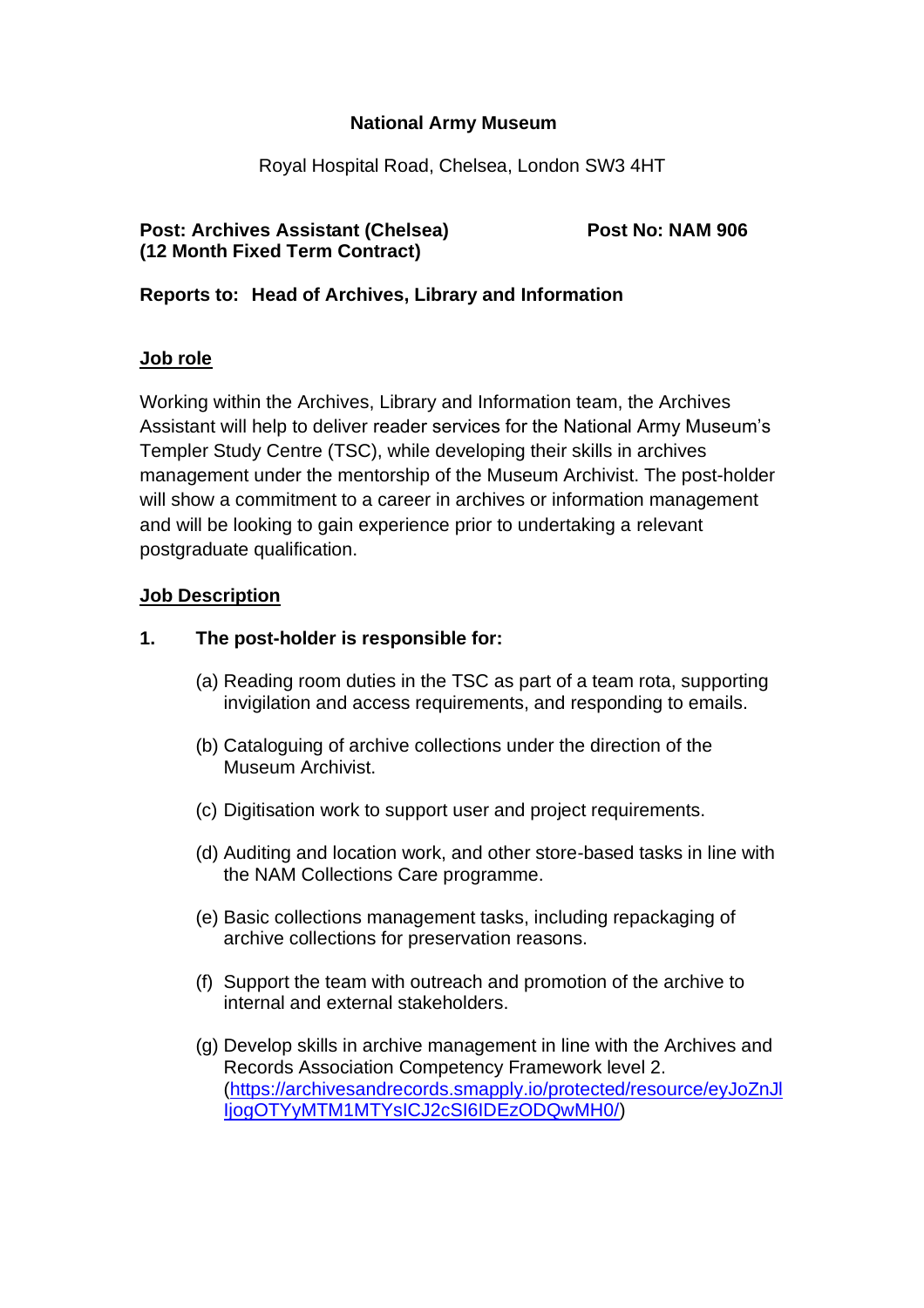**National Army Museum**

Royal Hospital Road, Chelsea, London SW3 4HT

**Post: Archives Assistant (Chelsea)** **Post No: NAM 906**
**(12 Month Fixed Term Contract)**

**Reports to: Head of Archives, Library and Information**

## Job role

Working within the Archives, Library and Information team, the Archives Assistant will help to deliver reader services for the National Army Museum's Templer Study Centre (TSC), while developing their skills in archives management under the mentorship of the Museum Archivist. The post-holder will show a commitment to a career in archives or information management and will be looking to gain experience prior to undertaking a relevant postgraduate qualification.

## Job Description

**1. The post-holder is responsible for:**

(a) Reading room duties in the TSC as part of a team rota, supporting invigilation and access requirements, and responding to emails.

(b) Cataloguing of archive collections under the direction of the Museum Archivist.

(c) Digitisation work to support user and project requirements.

(d) Auditing and location work, and other store-based tasks in line with the NAM Collections Care programme.

(e) Basic collections management tasks, including repackaging of archive collections for preservation reasons.

(f) Support the team with outreach and promotion of the archive to internal and external stakeholders.

(g) Develop skills in archive management in line with the Archives and Records Association Competency Framework level 2. (https://archivesandrecords.smapply.io/protected/resource/eyJoZnJlIjogOTYyMTM1MTYsICJ2cSI6IDEzODQwMH0/)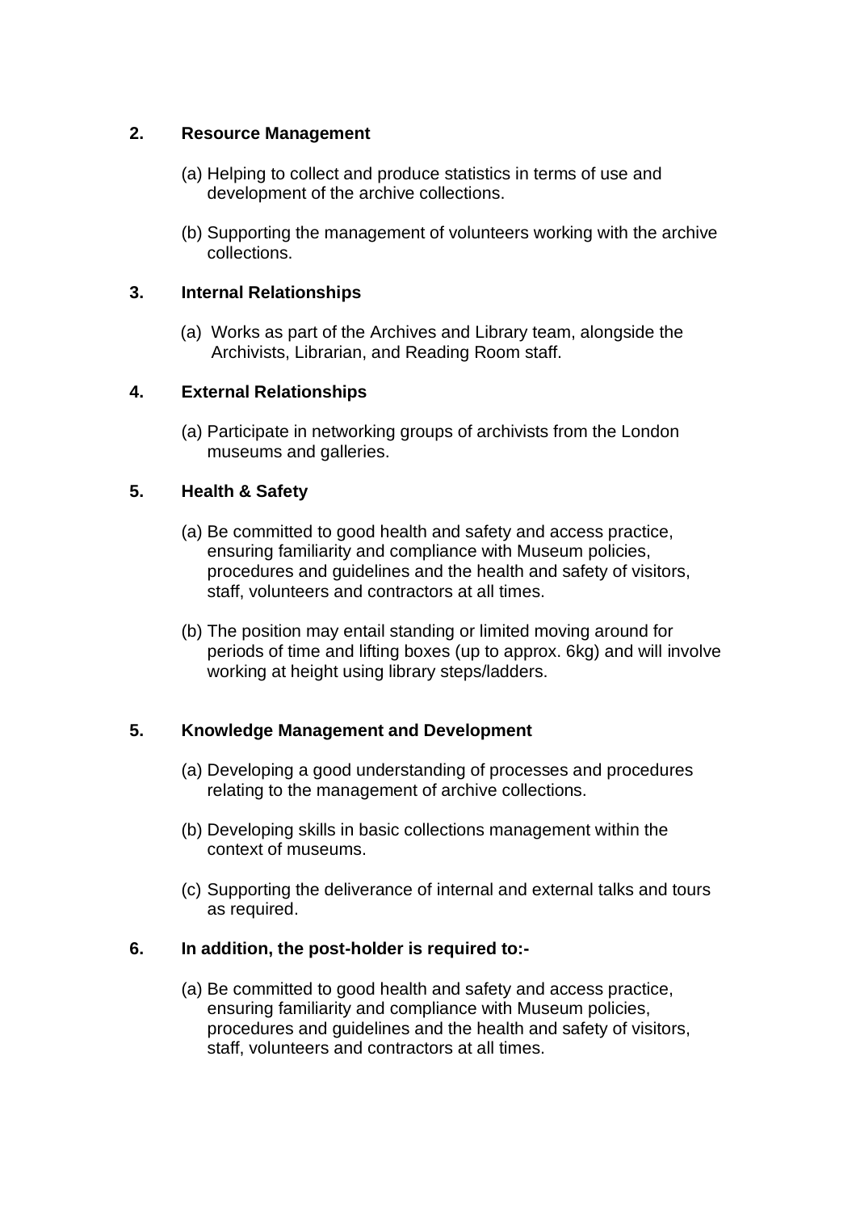**2. Resource Management**

(a) Helping to collect and produce statistics in terms of use and development of the archive collections.

(b) Supporting the management of volunteers working with the archive collections.

**3. Internal Relationships**

(a) Works as part of the Archives and Library team, alongside the Archivists, Librarian, and Reading Room staff.

**4. External Relationships**

(a) Participate in networking groups of archivists from the London museums and galleries.

**5. Health & Safety**

(a) Be committed to good health and safety and access practice, ensuring familiarity and compliance with Museum policies, procedures and guidelines and the health and safety of visitors, staff, volunteers and contractors at all times.

(b) The position may entail standing or limited moving around for periods of time and lifting boxes (up to approx. 6kg) and will involve working at height using library steps/ladders.

**5. Knowledge Management and Development**

(a) Developing a good understanding of processes and procedures relating to the management of archive collections.

(b) Developing skills in basic collections management within the context of museums.

(c) Supporting the deliverance of internal and external talks and tours as required.

**6. In addition, the post-holder is required to:-**

(a) Be committed to good health and safety and access practice, ensuring familiarity and compliance with Museum policies, procedures and guidelines and the health and safety of visitors, staff, volunteers and contractors at all times.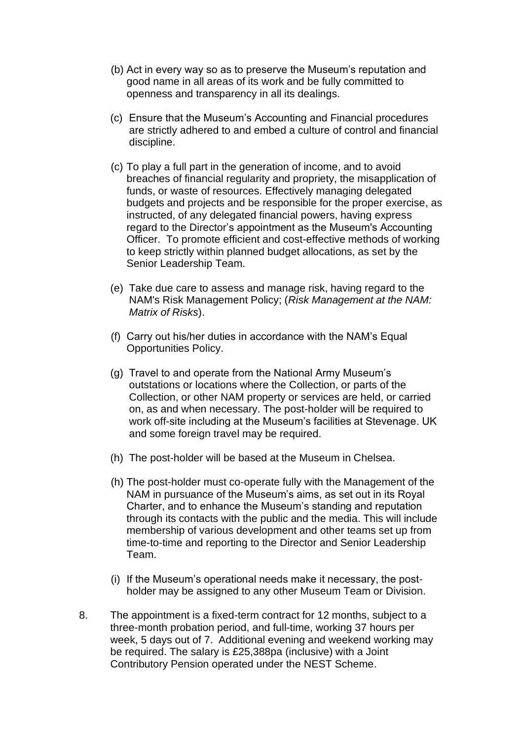(b) Act in every way so as to preserve the Museum's reputation and good name in all areas of its work and be fully committed to openness and transparency in all its dealings.

(c) Ensure that the Museum's Accounting and Financial procedures are strictly adhered to and embed a culture of control and financial discipline.

(c) To play a full part in the generation of income, and to avoid breaches of financial regularity and propriety, the misapplication of funds, or waste of resources. Effectively managing delegated budgets and projects and be responsible for the proper exercise, as instructed, of any delegated financial powers, having express regard to the Director's appointment as the Museum's Accounting Officer. To promote efficient and cost-effective methods of working to keep strictly within planned budget allocations, as set by the Senior Leadership Team.

(e) Take due care to assess and manage risk, having regard to the NAM's Risk Management Policy; (*Risk Management at the NAM: Matrix of Risks*).

(f) Carry out his/her duties in accordance with the NAM's Equal Opportunities Policy.

(g) Travel to and operate from the National Army Museum's outstations or locations where the Collection, or parts of the Collection, or other NAM property or services are held, or carried on, as and when necessary. The post-holder will be required to work off-site including at the Museum's facilities at Stevenage. UK and some foreign travel may be required.

(h) The post-holder will be based at the Museum in Chelsea.

(h) The post-holder must co-operate fully with the Management of the NAM in pursuance of the Museum's aims, as set out in its Royal Charter, and to enhance the Museum's standing and reputation through its contacts with the public and the media. This will include membership of various development and other teams set up from time-to-time and reporting to the Director and Senior Leadership Team.

(i) If the Museum's operational needs make it necessary, the post-holder may be assigned to any other Museum Team or Division.

8. The appointment is a fixed-term contract for 12 months, subject to a three-month probation period, and full-time, working 37 hours per week, 5 days out of 7. Additional evening and weekend working may be required. The salary is £25,388pa (inclusive) with a Joint Contributory Pension operated under the NEST Scheme.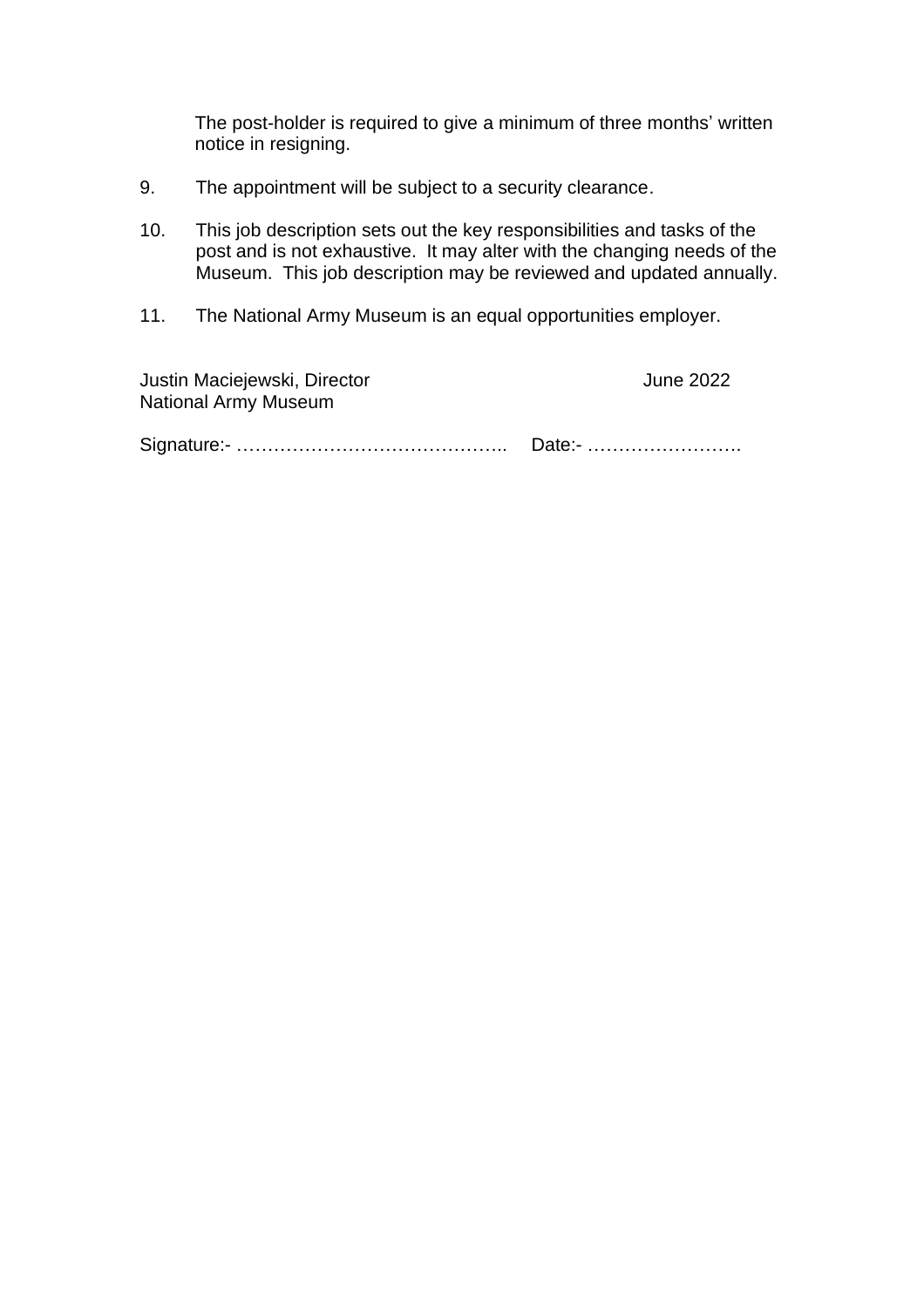The post-holder is required to give a minimum of three months' written notice in resigning.

9. The appointment will be subject to a security clearance.

10. This job description sets out the key responsibilities and tasks of the post and is not exhaustive. It may alter with the changing needs of the Museum. This job description may be reviewed and updated annually.

11. The National Army Museum is an equal opportunities employer.

Justin Maciejewski, Director
National Army Museum

June 2022

Signature:- …………………………………….. Date:- …………………….